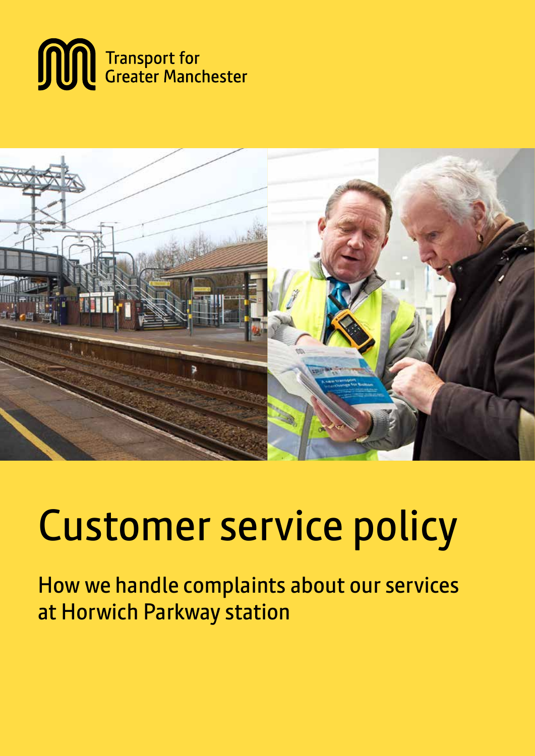Transport for Greater Manchester

# Customer service policy

## How we handle complaints about our services at Horwich Parkway station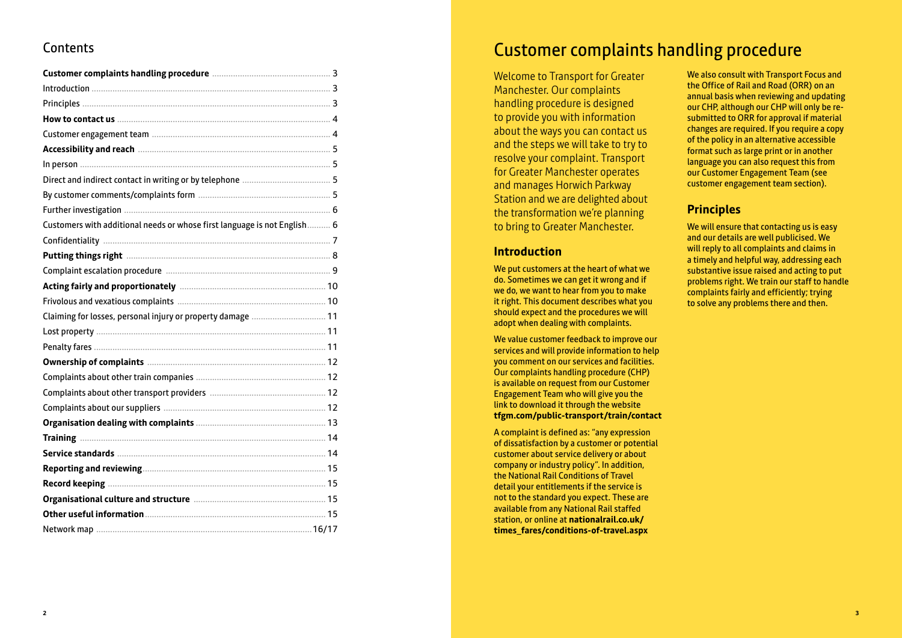## Contents

| | |
|---|---|
| **Customer complaints handling procedure** | 3 |
| Introduction | 3 |
| Principles | 3 |
| **How to contact us** | 4 |
| Customer engagement team | 4 |
| **Accessibility and reach** | 5 |
| In person | 5 |
| Direct and indirect contact in writing or by telephone | 5 |
| By customer comments/complaints form | 5 |
| Further investigation | 6 |
| Customers with additional needs or whose first language is not English | 6 |
| Confidentiality | 7 |
| **Putting things right** | 8 |
| Complaint escalation procedure | 9 |
| **Acting fairly and proportionately** | 10 |
| Frivolous and vexatious complaints | 10 |
| Claiming for losses, personal injury or property damage | 11 |
| Lost property | 11 |
| Penalty fares | 11 |
| **Ownership of complaints** | 12 |
| Complaints about other train companies | 12 |
| Complaints about other transport providers | 12 |
| Complaints about our suppliers | 12 |
| **Organisation dealing with complaints** | 13 |
| **Training** | 14 |
| **Service standards** | 14 |
| **Reporting and reviewing** | 15 |
| **Record keeping** | 15 |
| **Organisational culture and structure** | 15 |
| **Other useful information** | 15 |
| Network map | 16/17 |

# Customer complaints handling procedure

Welcome to Transport for Greater Manchester. Our complaints handling procedure is designed to provide you with information about the ways you can contact us and the steps we will take to try to resolve your complaint. Transport for Greater Manchester operates and manages Horwich Parkway Station and we are delighted about the transformation we're planning to bring to Greater Manchester.

## Introduction

We put customers at the heart of what we do. Sometimes we can get it wrong and if we do, we want to hear from you to make it right. This document describes what you should expect and the procedures we will adopt when dealing with complaints.

We value customer feedback to improve our services and will provide information to help you comment on our services and facilities. Our complaints handling procedure (CHP) is available on request from our Customer Engagement Team who will give you the link to download it through the website **tfgm.com/public-transport/train/contact**

A complaint is defined as: "any expression of dissatisfaction by a customer or potential customer about service delivery or about company or industry policy". In addition, the National Rail Conditions of Travel detail your entitlements if the service is not to the standard you expect. These are available from any National Rail staffed station, or online at **nationalrail.co.uk/times_fares/conditions-of-travel.aspx**

We also consult with Transport Focus and the Office of Rail and Road (ORR) on an annual basis when reviewing and updating our CHP, although our CHP will only be re-submitted to ORR for approval if material changes are required. If you require a copy of the policy in an alternative accessible format such as large print or in another language you can also request this from our Customer Engagement Team (see customer engagement team section).

## Principles

We will ensure that contacting us is easy and our details are well publicised. We will reply to all complaints and claims in a timely and helpful way, addressing each substantive issue raised and acting to put problems right. We train our staff to handle complaints fairly and efficiently; trying to solve any problems there and then.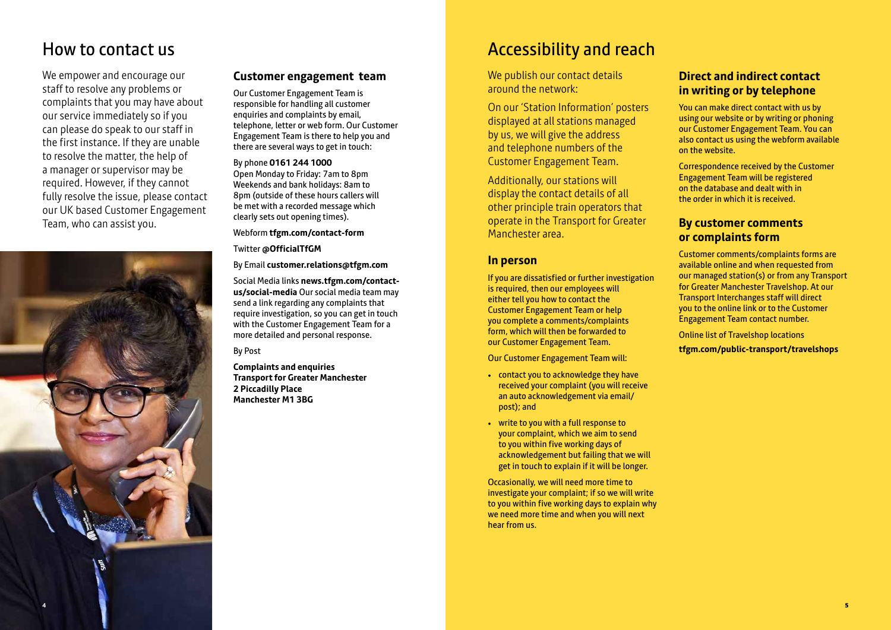# How to contact us

We empower and encourage our staff to resolve any problems or complaints that you may have about our service immediately so if you can please do speak to our staff in the first instance. If they are unable to resolve the matter, the help of a manager or supervisor may be required. However, if they cannot fully resolve the issue, please contact our UK based Customer Engagement Team, who can assist you.

### Customer engagement team

Our Customer Engagement Team is responsible for handling all customer enquiries and complaints by email, telephone, letter or web form. Our Customer Engagement Team is there to help you and there are several ways to get in touch:

By phone **0161 244 1000**
Open Monday to Friday: 7am to 8pm
Weekends and bank holidays: 8am to 8pm (outside of these hours callers will be met with a recorded message which clearly sets out opening times).

Webform **tfgm.com/contact-form**

Twitter **@OfficialTfGM**

By Email **customer.relations@tfgm.com**

Social Media links **news.tfgm.com/contact-us/social-media** Our social media team may send a link regarding any complaints that require investigation, so you can get in touch with the Customer Engagement Team for a more detailed and personal response.

By Post

**Complaints and enquiries**
**Transport for Greater Manchester**
**2 Piccadilly Place**
**Manchester M1 3BG**

# Accessibility and reach

We publish our contact details around the network:

On our 'Station Information' posters displayed at all stations managed by us, we will give the address and telephone numbers of the Customer Engagement Team.

Additionally, our stations will display the contact details of all other principle train operators that operate in the Transport for Greater Manchester area.

### In person

If you are dissatisfied or further investigation is required, then our employees will either tell you how to contact the Customer Engagement Team or help you complete a comments/complaints form, which will then be forwarded to our Customer Engagement Team.

Our Customer Engagement Team will:

- contact you to acknowledge they have received your complaint (you will receive an auto acknowledgement via email/ post); and
- write to you with a full response to your complaint, which we aim to send to you within five working days of acknowledgement but failing that we will get in touch to explain if it will be longer.

Occasionally, we will need more time to investigate your complaint; if so we will write to you within five working days to explain why we need more time and when you will next hear from us.

### Direct and indirect contact in writing or by telephone

You can make direct contact with us by using our website or by writing or phoning our Customer Engagement Team. You can also contact us using the webform available on the website.

Correspondence received by the Customer Engagement Team will be registered on the database and dealt with in the order in which it is received.

### By customer comments or complaints form

Customer comments/complaints forms are available online and when requested from our managed station(s) or from any Transport for Greater Manchester Travelshop. At our Transport Interchanges staff will direct you to the online link or to the Customer Engagement Team contact number.

Online list of Travelshop locations

**tfgm.com/public-transport/travelshops**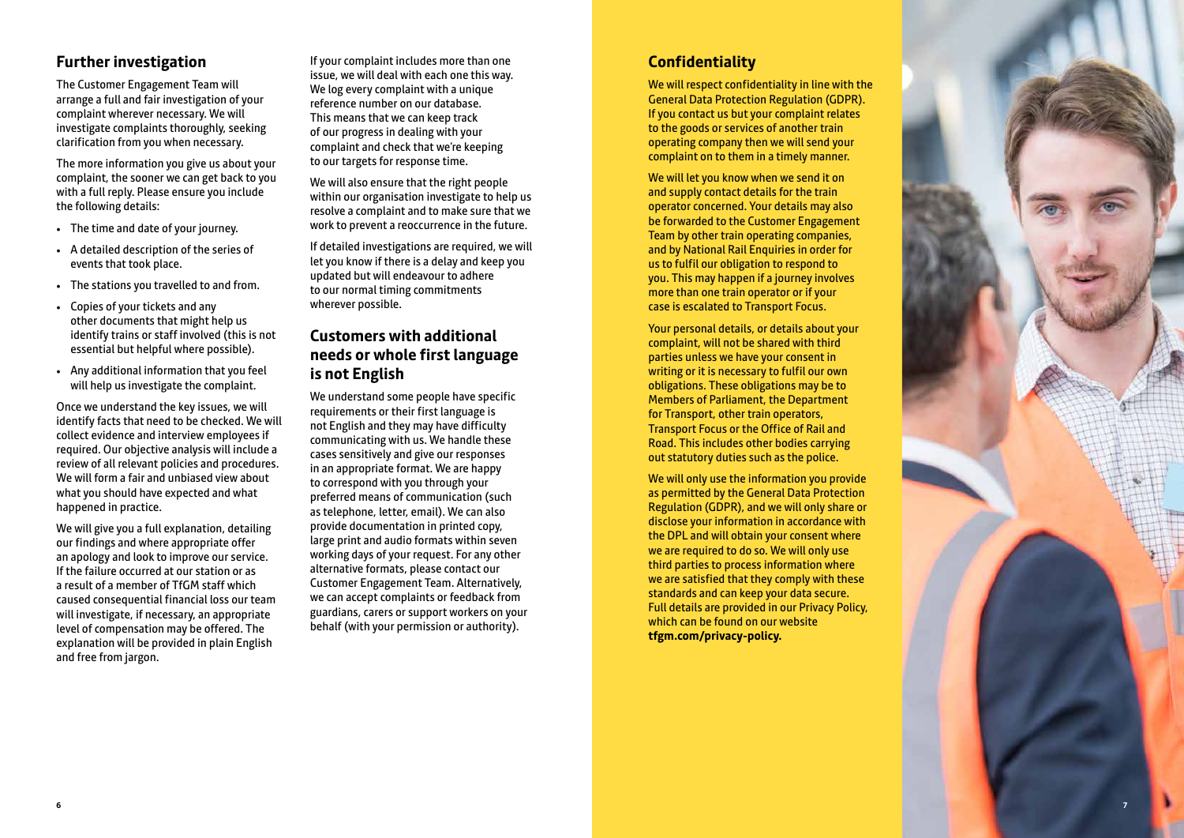## Further investigation

The Customer Engagement Team will arrange a full and fair investigation of your complaint wherever necessary. We will investigate complaints thoroughly, seeking clarification from you when necessary.

The more information you give us about your complaint, the sooner we can get back to you with a full reply. Please ensure you include the following details:

- The time and date of your journey.
- A detailed description of the series of events that took place.
- The stations you travelled to and from.
- Copies of your tickets and any other documents that might help us identify trains or staff involved (this is not essential but helpful where possible).
- Any additional information that you feel will help us investigate the complaint.

Once we understand the key issues, we will identify facts that need to be checked. We will collect evidence and interview employees if required. Our objective analysis will include a review of all relevant policies and procedures. We will form a fair and unbiased view about what you should have expected and what happened in practice.

We will give you a full explanation, detailing our findings and where appropriate offer an apology and look to improve our service. If the failure occurred at our station or as a result of a member of TfGM staff which caused consequential financial loss our team will investigate, if necessary, an appropriate level of compensation may be offered. The explanation will be provided in plain English and free from jargon.

If your complaint includes more than one issue, we will deal with each one this way. We log every complaint with a unique reference number on our database. This means that we can keep track of our progress in dealing with your complaint and check that we're keeping to our targets for response time.

We will also ensure that the right people within our organisation investigate to help us resolve a complaint and to make sure that we work to prevent a reoccurrence in the future.

If detailed investigations are required, we will let you know if there is a delay and keep you updated but will endeavour to adhere to our normal timing commitments wherever possible.

## Customers with additional needs or whole first language is not English

We understand some people have specific requirements or their first language is not English and they may have difficulty communicating with us. We handle these cases sensitively and give our responses in an appropriate format. We are happy to correspond with you through your preferred means of communication (such as telephone, letter, email). We can also provide documentation in printed copy, large print and audio formats within seven working days of your request. For any other alternative formats, please contact our Customer Engagement Team. Alternatively, we can accept complaints or feedback from guardians, carers or support workers on your behalf (with your permission or authority).

## Confidentiality

We will respect confidentiality in line with the General Data Protection Regulation (GDPR). If you contact us but your complaint relates to the goods or services of another train operating company then we will send your complaint on to them in a timely manner.

We will let you know when we send it on and supply contact details for the train operator concerned. Your details may also be forwarded to the Customer Engagement Team by other train operating companies, and by National Rail Enquiries in order for us to fulfil our obligation to respond to you. This may happen if a journey involves more than one train operator or if your case is escalated to Transport Focus.

Your personal details, or details about your complaint, will not be shared with third parties unless we have your consent in writing or it is necessary to fulfil our own obligations. These obligations may be to Members of Parliament, the Department for Transport, other train operators, Transport Focus or the Office of Rail and Road. This includes other bodies carrying out statutory duties such as the police.

We will only use the information you provide as permitted by the General Data Protection Regulation (GDPR), and we will only share or disclose your information in accordance with the DPL and will obtain your consent where we are required to do so. We will only use third parties to process information where we are satisfied that they comply with these standards and can keep your data secure. Full details are provided in our Privacy Policy, which can be found on our website **tfgm.com/privacy-policy.**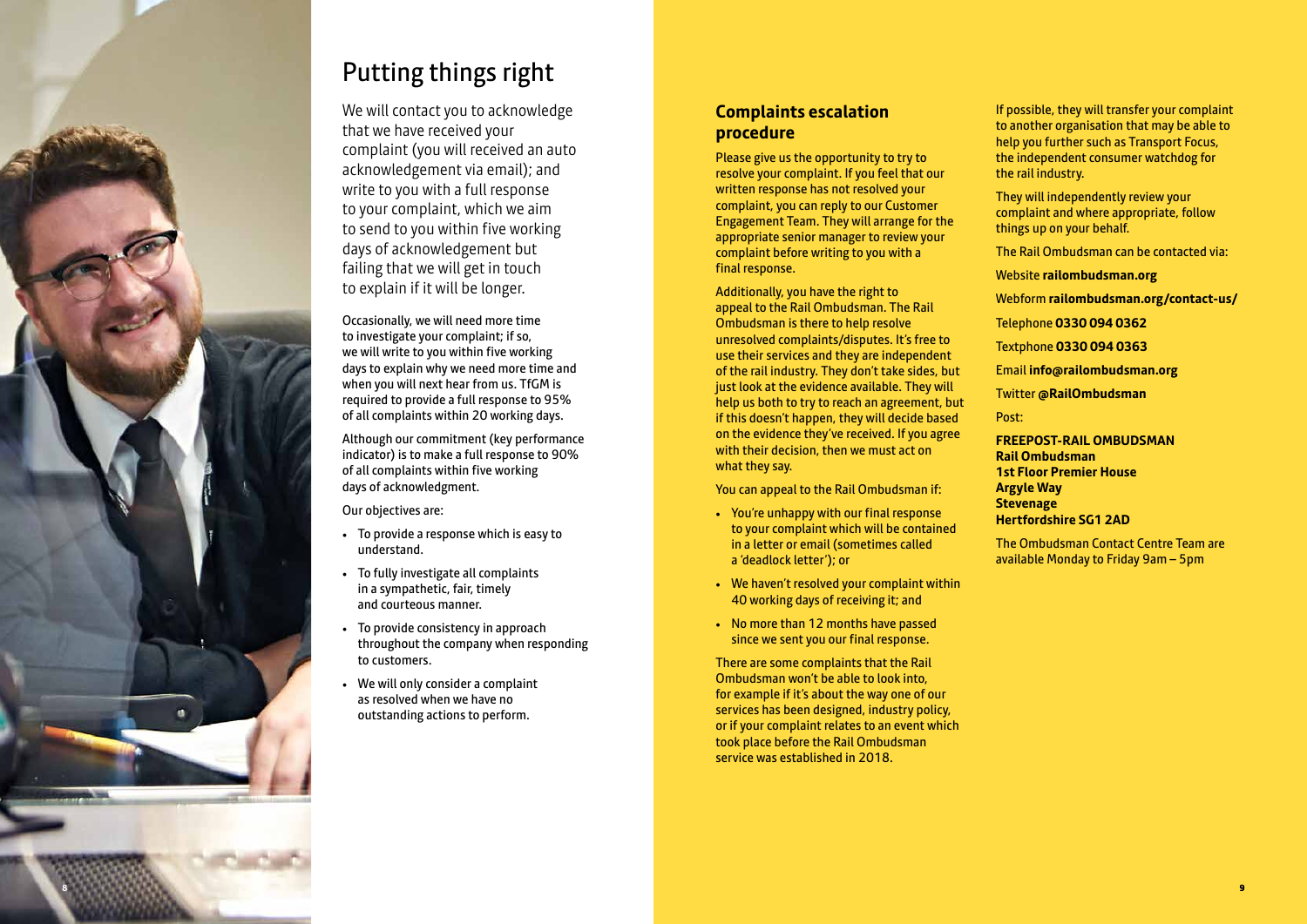# Putting things right

We will contact you to acknowledge that we have received your complaint (you will received an auto acknowledgement via email); and write to you with a full response to your complaint, which we aim to send to you within five working days of acknowledgement but failing that we will get in touch to explain if it will be longer.

Occasionally, we will need more time to investigate your complaint; if so, we will write to you within five working days to explain why we need more time and when you will next hear from us. TfGM is required to provide a full response to 95% of all complaints within 20 working days.

Although our commitment (key performance indicator) is to make a full response to 90% of all complaints within five working days of acknowledgment.

Our objectives are:

- To provide a response which is easy to understand.
- To fully investigate all complaints in a sympathetic, fair, timely and courteous manner.
- To provide consistency in approach throughout the company when responding to customers.
- We will only consider a complaint as resolved when we have no outstanding actions to perform.

## Complaints escalation procedure

Please give us the opportunity to try to resolve your complaint. If you feel that our written response has not resolved your complaint, you can reply to our Customer Engagement Team. They will arrange for the appropriate senior manager to review your complaint before writing to you with a final response.

Additionally, you have the right to appeal to the Rail Ombudsman. The Rail Ombudsman is there to help resolve unresolved complaints/disputes. It's free to use their services and they are independent of the rail industry. They don't take sides, but just look at the evidence available. They will help us both to try to reach an agreement, but if this doesn't happen, they will decide based on the evidence they've received. If you agree with their decision, then we must act on what they say.

You can appeal to the Rail Ombudsman if:

- You're unhappy with our final response to your complaint which will be contained in a letter or email (sometimes called a 'deadlock letter'); or
- We haven't resolved your complaint within 40 working days of receiving it; and
- No more than 12 months have passed since we sent you our final response.

There are some complaints that the Rail Ombudsman won't be able to look into, for example if it's about the way one of our services has been designed, industry policy, or if your complaint relates to an event which took place before the Rail Ombudsman service was established in 2018.

If possible, they will transfer your complaint to another organisation that may be able to help you further such as Transport Focus, the independent consumer watchdog for the rail industry.

They will independently review your complaint and where appropriate, follow things up on your behalf.

The Rail Ombudsman can be contacted via:

Website **railombudsman.org**

Webform **railombudsman.org/contact-us/**

Telephone **0330 094 0362**

Textphone **0330 094 0363**

Email **info@railombudsman.org**

Twitter **@RailOmbudsman**

Post:

**FREEPOST-RAIL OMBUDSMAN**
**Rail Ombudsman**
**1st Floor Premier House**
**Argyle Way**
**Stevenage**
**Hertfordshire SG1 2AD**

The Ombudsman Contact Centre Team are available Monday to Friday 9am – 5pm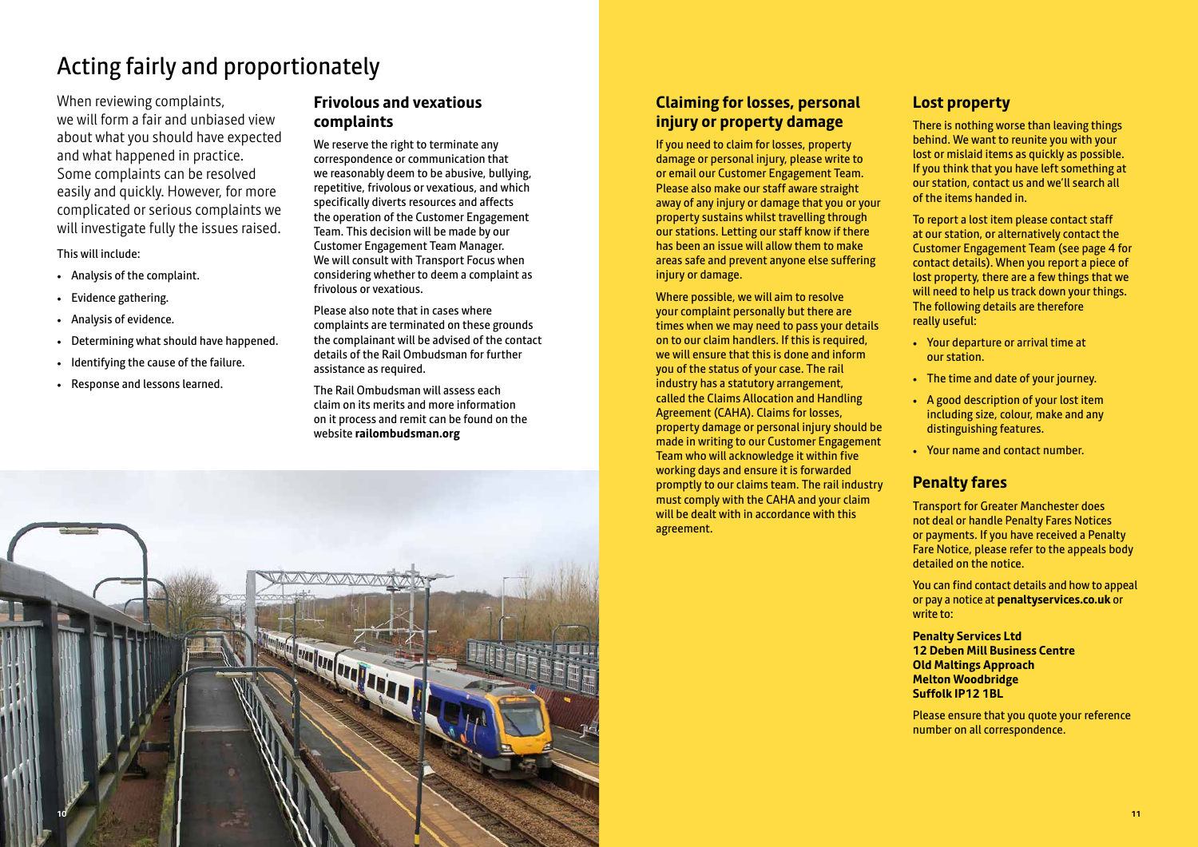# Acting fairly and proportionately

When reviewing complaints, we will form a fair and unbiased view about what you should have expected and what happened in practice. Some complaints can be resolved easily and quickly. However, for more complicated or serious complaints we will investigate fully the issues raised.

This will include:

- Analysis of the complaint.
- Evidence gathering.
- Analysis of evidence.
- Determining what should have happened.
- Identifying the cause of the failure.
- Response and lessons learned.

## Frivolous and vexatious complaints

We reserve the right to terminate any correspondence or communication that we reasonably deem to be abusive, bullying, repetitive, frivolous or vexatious, and which specifically diverts resources and affects the operation of the Customer Engagement Team. This decision will be made by our Customer Engagement Team Manager. We will consult with Transport Focus when considering whether to deem a complaint as frivolous or vexatious.

Please also note that in cases where complaints are terminated on these grounds the complainant will be advised of the contact details of the Rail Ombudsman for further assistance as required.

The Rail Ombudsman will assess each claim on its merits and more information on it process and remit can be found on the website **railombudsman.org**

## Claiming for losses, personal injury or property damage

If you need to claim for losses, property damage or personal injury, please write to or email our Customer Engagement Team. Please also make our staff aware straight away of any injury or damage that you or your property sustains whilst travelling through our stations. Letting our staff know if there has been an issue will allow them to make areas safe and prevent anyone else suffering injury or damage.

Where possible, we will aim to resolve your complaint personally but there are times when we may need to pass your details on to our claim handlers. If this is required, we will ensure that this is done and inform you of the status of your case. The rail industry has a statutory arrangement, called the Claims Allocation and Handling Agreement (CAHA). Claims for losses, property damage or personal injury should be made in writing to our Customer Engagement Team who will acknowledge it within five working days and ensure it is forwarded promptly to our claims team. The rail industry must comply with the CAHA and your claim will be dealt with in accordance with this agreement.

## Lost property

There is nothing worse than leaving things behind. We want to reunite you with your lost or mislaid items as quickly as possible. If you think that you have left something at our station, contact us and we'll search all of the items handed in.

To report a lost item please contact staff at our station, or alternatively contact the Customer Engagement Team (see page 4 for contact details). When you report a piece of lost property, there are a few things that we will need to help us track down your things. The following details are therefore really useful:

- Your departure or arrival time at our station.
- The time and date of your journey.
- A good description of your lost item including size, colour, make and any distinguishing features.
- Your name and contact number.

## Penalty fares

Transport for Greater Manchester does not deal or handle Penalty Fares Notices or payments. If you have received a Penalty Fare Notice, please refer to the appeals body detailed on the notice.

You can find contact details and how to appeal or pay a notice at **penaltyservices.co.uk** or write to:

**Penalty Services Ltd**
**12 Deben Mill Business Centre**
**Old Maltings Approach**
**Melton Woodbridge**
**Suffolk IP12 1BL**

Please ensure that you quote your reference number on all correspondence.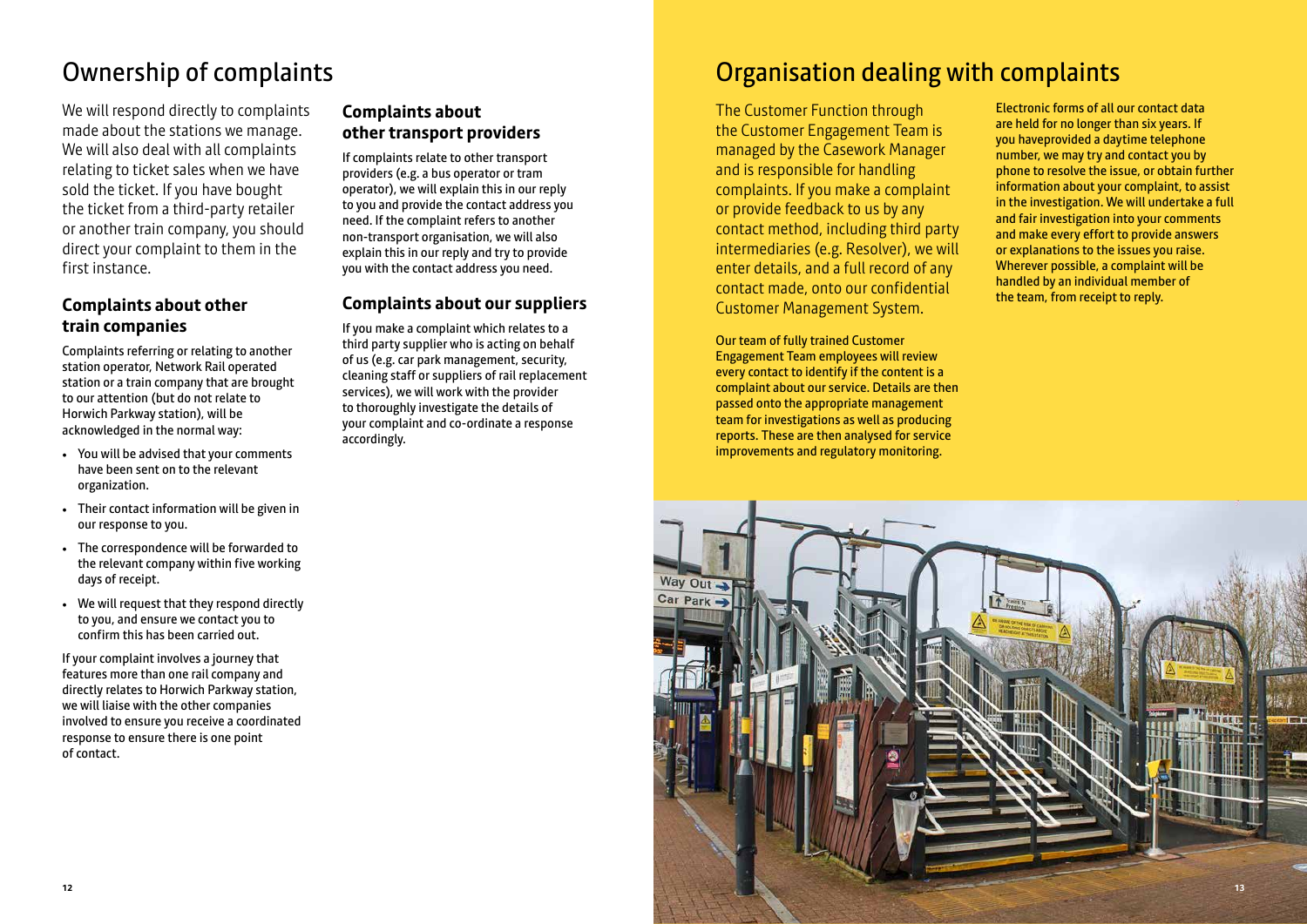# Ownership of complaints

We will respond directly to complaints made about the stations we manage. We will also deal with all complaints relating to ticket sales when we have sold the ticket. If you have bought the ticket from a third-party retailer or another train company, you should direct your complaint to them in the first instance.

## Complaints about other train companies

Complaints referring or relating to another station operator, Network Rail operated station or a train company that are brought to our attention (but do not relate to Horwich Parkway station), will be acknowledged in the normal way:

- You will be advised that your comments have been sent on to the relevant organization.
- Their contact information will be given in our response to you.
- The correspondence will be forwarded to the relevant company within five working days of receipt.
- We will request that they respond directly to you, and ensure we contact you to confirm this has been carried out.

If your complaint involves a journey that features more than one rail company and directly relates to Horwich Parkway station, we will liaise with the other companies involved to ensure you receive a coordinated response to ensure there is one point of contact.

## Complaints about other transport providers

If complaints relate to other transport providers (e.g. a bus operator or tram operator), we will explain this in our reply to you and provide the contact address you need. If the complaint refers to another non-transport organisation, we will also explain this in our reply and try to provide you with the contact address you need.

## Complaints about our suppliers

If you make a complaint which relates to a third party supplier who is acting on behalf of us (e.g. car park management, security, cleaning staff or suppliers of rail replacement services), we will work with the provider to thoroughly investigate the details of your complaint and co-ordinate a response accordingly.

# Organisation dealing with complaints

The Customer Function through the Customer Engagement Team is managed by the Casework Manager and is responsible for handling complaints. If you make a complaint or provide feedback to us by any contact method, including third party intermediaries (e.g. Resolver), we will enter details, and a full record of any contact made, onto our confidential Customer Management System.

Our team of fully trained Customer Engagement Team employees will review every contact to identify if the content is a complaint about our service. Details are then passed onto the appropriate management team for investigations as well as producing reports. These are then analysed for service improvements and regulatory monitoring.

Electronic forms of all our contact data are held for no longer than six years. If you haveprovided a daytime telephone number, we may try and contact you by phone to resolve the issue, or obtain further information about your complaint, to assist in the investigation. We will undertake a full and fair investigation into your comments and make every effort to provide answers or explanations to the issues you raise. Wherever possible, a complaint will be handled by an individual member of the team, from receipt to reply.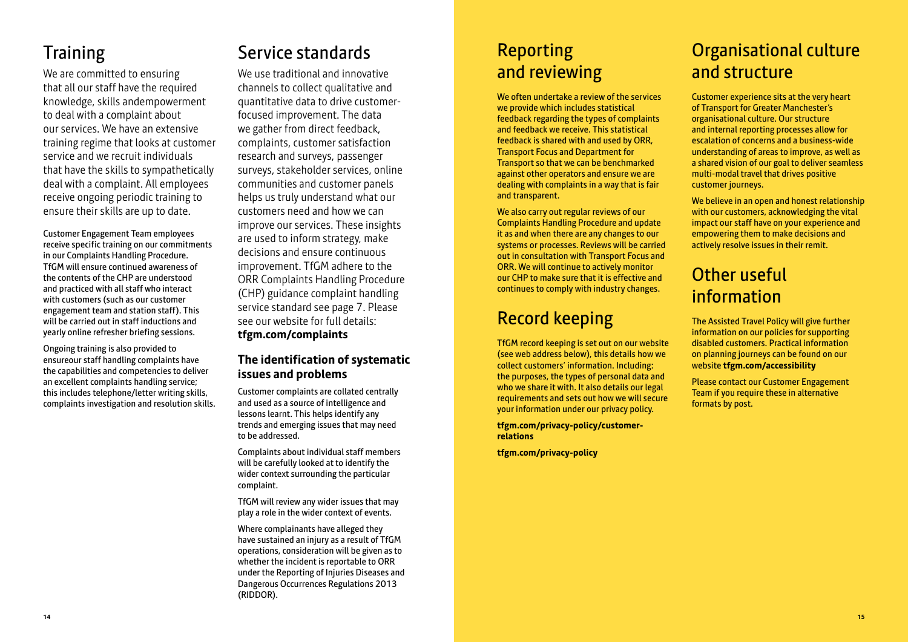## Training

We are committed to ensuring that all our staff have the required knowledge, skills andempowerment to deal with a complaint about our services. We have an extensive training regime that looks at customer service and we recruit individuals that have the skills to sympathetically deal with a complaint. All employees receive ongoing periodic training to ensure their skills are up to date.

Customer Engagement Team employees receive specific training on our commitments in our Complaints Handling Procedure. TfGM will ensure continued awareness of the contents of the CHP are understood and practiced with all staff who interact with customers (such as our customer engagement team and station staff). This will be carried out in staff inductions and yearly online refresher briefing sessions.

Ongoing training is also provided to ensureour staff handling complaints have the capabilities and competencies to deliver an excellent complaints handling service; this includes telephone/letter writing skills, complaints investigation and resolution skills.

## Service standards

We use traditional and innovative channels to collect qualitative and quantitative data to drive customer-focused improvement. The data we gather from direct feedback, complaints, customer satisfaction research and surveys, passenger surveys, stakeholder services, online communities and customer panels helps us truly understand what our customers need and how we can improve our services. These insights are used to inform strategy, make decisions and ensure continuous improvement. TfGM adhere to the ORR Complaints Handling Procedure (CHP) guidance complaint handling service standard see page 7. Please see our website for full details: **tfgm.com/complaints**

### The identification of systematic issues and problems

Customer complaints are collated centrally and used as a source of intelligence and lessons learnt. This helps identify any trends and emerging issues that may need to be addressed.

Complaints about individual staff members will be carefully looked at to identify the wider context surrounding the particular complaint.

TfGM will review any wider issues that may play a role in the wider context of events.

Where complainants have alleged they have sustained an injury as a result of TfGM operations, consideration will be given as to whether the incident is reportable to ORR under the Reporting of Injuries Diseases and Dangerous Occurrences Regulations 2013 (RIDDOR).

## Reporting and reviewing

We often undertake a review of the services we provide which includes statistical feedback regarding the types of complaints and feedback we receive. This statistical feedback is shared with and used by ORR, Transport Focus and Department for Transport so that we can be benchmarked against other operators and ensure we are dealing with complaints in a way that is fair and transparent.

We also carry out regular reviews of our Complaints Handling Procedure and update it as and when there are any changes to our systems or processes. Reviews will be carried out in consultation with Transport Focus and ORR. We will continue to actively monitor our CHP to make sure that it is effective and continues to comply with industry changes.

## Record keeping

TfGM record keeping is set out on our website (see web address below), this details how we collect customers' information. Including: the purposes, the types of personal data and who we share it with. It also details our legal requirements and sets out how we will secure your information under our privacy policy.

**tfgm.com/privacy-policy/customer-relations**

**tfgm.com/privacy-policy**

## Organisational culture and structure

Customer experience sits at the very heart of Transport for Greater Manchester's organisational culture. Our structure and internal reporting processes allow for escalation of concerns and a business-wide understanding of areas to improve, as well as a shared vision of our goal to deliver seamless multi-modal travel that drives positive customer journeys.

We believe in an open and honest relationship with our customers, acknowledging the vital impact our staff have on your experience and empowering them to make decisions and actively resolve issues in their remit.

## Other useful information

The Assisted Travel Policy will give further information on our policies for supporting disabled customers. Practical information on planning journeys can be found on our website **tfgm.com/accessibility**

Please contact our Customer Engagement Team if you require these in alternative formats by post.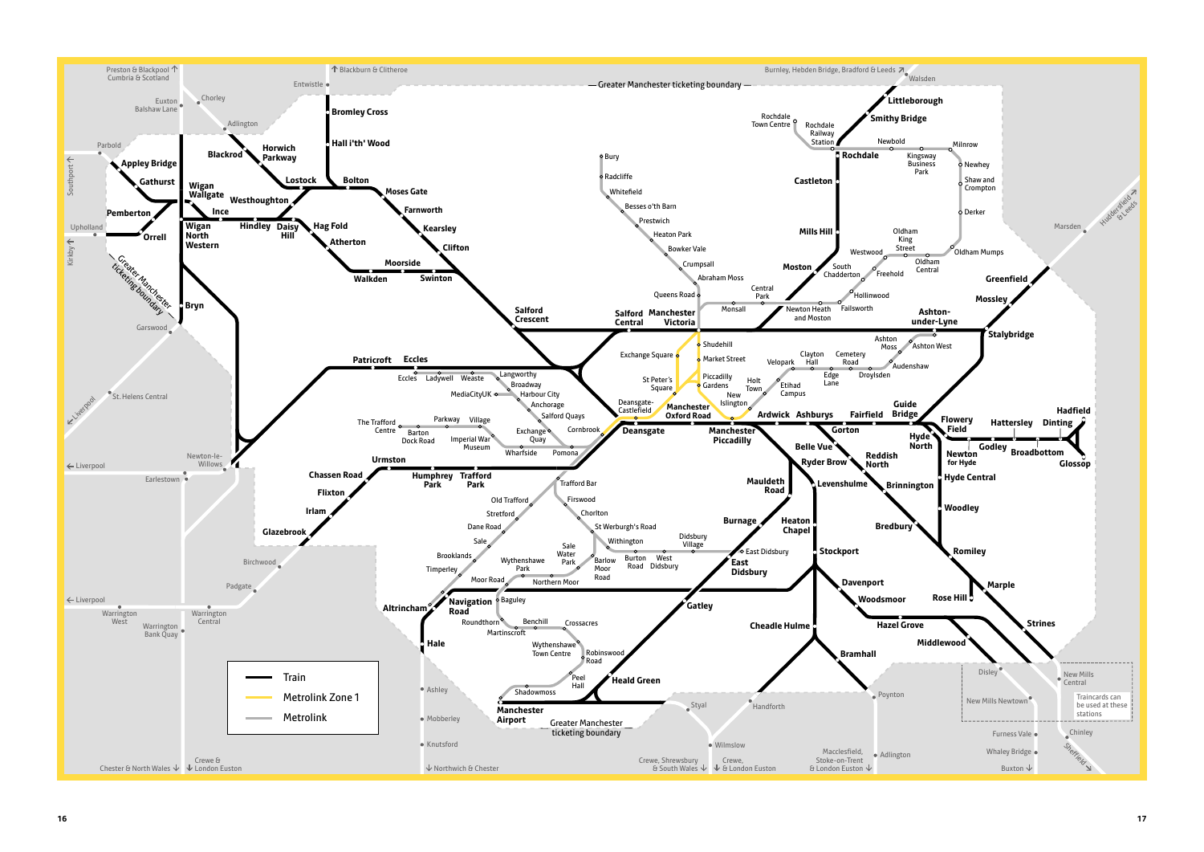Preston & Blackpool ↑
Cumbria & Scotland

↑ Blackburn & Clitheroe

Burnley, Hebden Bridge, Bradford & Leeds ↗

Walsden

— Greater Manchester ticketing boundary —

Entwistle

Chorley

Euxton
Balshaw Lane

Adlington

Bromley Cross

Hall i'th' Wood

Littleborough

Smithy Bridge

Rochdale
Town Centre

Rochdale
Railway
Station

Rochdale

Newbold

Kingsway
Business
Park

Milnrow

Newhey

Shaw and
Crompton

Derker

Parbold

Southport ↑

Appley Bridge

Gathurst

Blackrod

Horwich
Parkway

Lostock

Bolton

Moses Gate

Farnworth

Kearsley

Clifton

Bury

Radcliffe

Whitefield

Besses o'th Barn

Prestwich

Heaton Park

Bowker Vale

Crumpsall

Abraham Moss

Castleton

Mills Hill

Moston

Huddersfield & Leeds ↗

Marsden

Wigan
Wallgate

Westhoughton

Pemberton

Ince

Upholland

Kirkby ←

Orrell

Wigan
North
Western

Hindley

Daisy
Hill

Hag Fold

Atherton

Moorside

Walkden

Swinton

Oldham
King
Street

Westwood

Oldham
Central

Oldham Mumps

Freehold

South
Chadderton

Hollinwood

Failsworth

Newton Heath
and Moston

Central
Park

Monsall

Queens Road

Greenfield

Mossley

Greater Manchester ticketing boundary

Bryn

Garswood

Salford
Crescent

Salford
Central

Manchester
Victoria

Ashton-
under-Lyne

Stalybridge

Shudehill

Exchange Square

Market Street

Ashton
Moss

Ashton West

Clayton
Hall

Cemetery
Road

Audenshaw

Velopark

Edge
Lane

Droylsden

← Liverpool

St. Helens Central

Patricroft

Eccles

Eccles

Ladywell

Weaste

Langworthy

Broadway

MediaCityUK

Harbour City

Anchorage

Salford Quays

St Peter's
Square

Piccadilly
Gardens

Holt
Town

New
Islington

Etihad
Campus

Deansgate-
Castlefield

Manchester
Oxford Road

Ardwick

Ashburys

Fairfield

Guide
Bridge

Hadfield

The Trafford
Centre

Barton
Dock Road

Parkway

Village

Imperial War
Museum

Exchange
Quay

Wharfside

Cornbrook

Pomona

Deansgate

Manchester
Piccadilly

Gorton

Flowery
Field

Hattersley

Dinting

Hyde
North

Godley

Broadbottom

Glossop

Newton-le-
Willows

← Liverpool

Earlestown

Urmston

Chassen Road

Humphrey
Park

Trafford
Park

Belle Vue

Ryder Brow

Reddish
North

Newton
for Hyde

Hyde Central

Trafford Bar

Flixton

Irlam

Old Trafford

Firswood

Mauldeth
Road

Levenshulme

Brinnington

Woodley

Stretford

Chorlton

Dane Road

St Werburgh's Road

Glazebrook

Sale

Withington

Didsbury
Village

Burnage

Heaton
Chapel

Bredbury

Brooklands

Sale
Water
Park

East Didsbury

Stockport

Romiley

Birchwood

Timperley

Wythenshawe
Park

Barlow
Moor
Road

Burton
Road

West
Didsbury

East
Didsbury

Marple

Padgate

Moor Road

Northern Moor

Davenport

Rose Hill

← Liverpool

Altrincham

Navigation
Road

Baguley

Gatley

Woodsmoor

Warrington
West

Warrington
Central

Warrington
Bank Quay

Roundthorn

Martinscroft

Benchill

Crossacres

Cheadle Hulme

Hazel Grove

Strines

Hale

Wythenshawe
Town Centre

Robinswood
Road

Middlewood

Bramhall

Peel
Hall

Heald Green

Disley

New Mills
Central

Ashley

Shadowmoss

Poynton

New Mills Newtown

Traincards can be used at these stations

Manchester
Airport

Styal

Handforth

Greater Manchester
ticketing boundary

Mobberley

Furness Vale

Chinley

Knutsford

Wilmslow

Adlington

Whaley Bridge

Sheffield ↘

Chester & North Wales ↓

Crewe &
↓ London Euston

↓ Northwich & Chester

Crewe, Shrewsbury
& South Wales ↓

Crewe,
↓ & London Euston

Macclesfield,
Stoke-on-Trent
& London Euston ↓

Buxton ↓

Train

Metrolink Zone 1

Metrolink